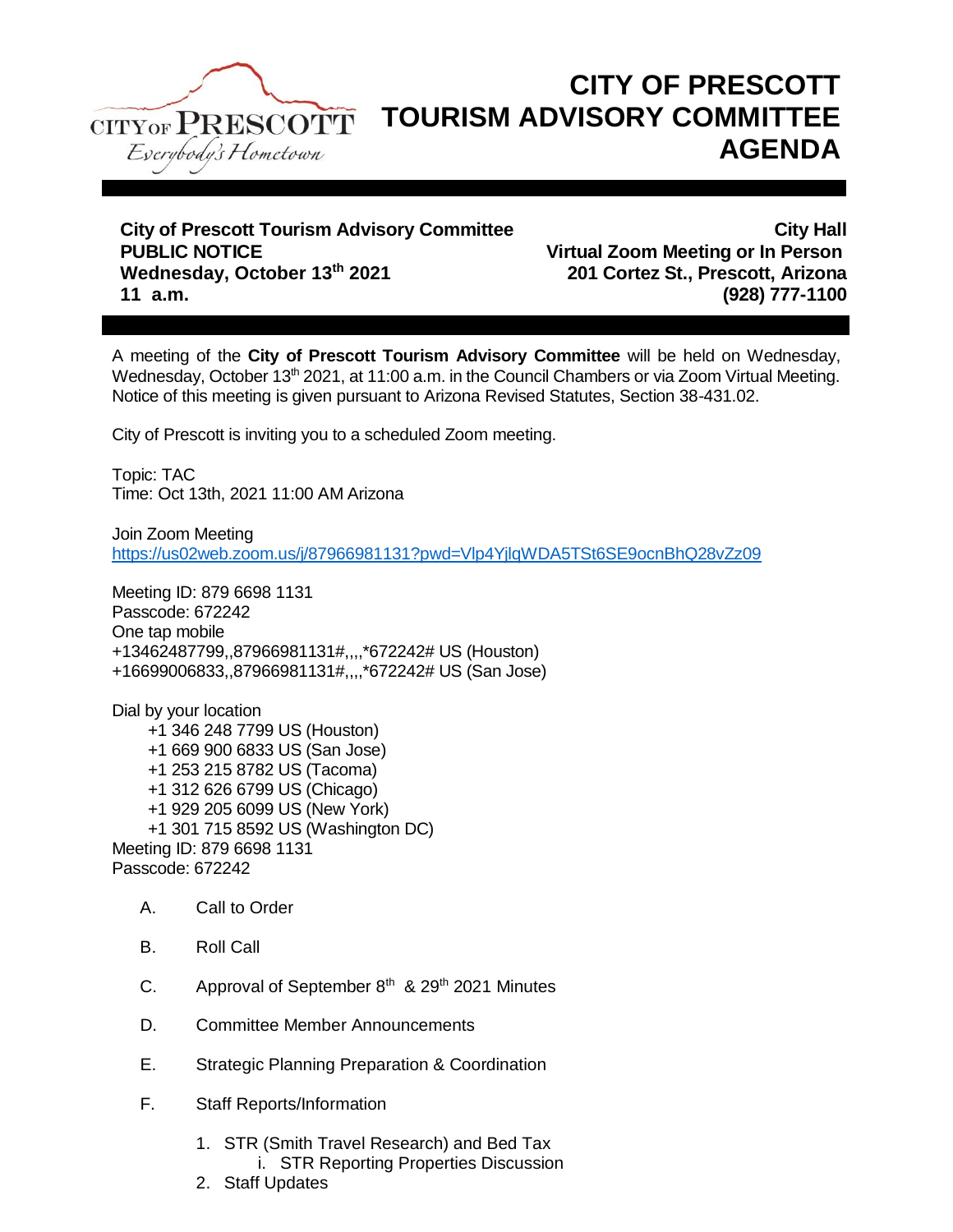# CITY OF PRESCOTT TOURISM ADVISORY COMMITTEE AGENDA

**City of Prescott Tourism Advisory Committee**
**PUBLIC NOTICE**
**Wednesday, October 13th 2021**
**11 a.m.**

**City Hall**
**Virtual Zoom Meeting or In Person**
**201 Cortez St., Prescott, Arizona**
**(928) 777-1100**

A meeting of the **City of Prescott Tourism Advisory Committee** will be held on Wednesday, Wednesday, October 13th 2021, at 11:00 a.m. in the Council Chambers or via Zoom Virtual Meeting. Notice of this meeting is given pursuant to Arizona Revised Statutes, Section 38-431.02.

City of Prescott is inviting you to a scheduled Zoom meeting.

Topic: TAC
Time: Oct 13th, 2021 11:00 AM Arizona

Join Zoom Meeting
https://us02web.zoom.us/j/87966981131?pwd=Vlp4YjlqWDA5TSt6SE9ocnBhQ28vZz09

Meeting ID: 879 6698 1131
Passcode: 672242
One tap mobile
+13462487799,,87966981131#,,,,*672242# US (Houston)
+16699006833,,87966981131#,,,,*672242# US (San Jose)

Dial by your location
- +1 346 248 7799 US (Houston)
- +1 669 900 6833 US (San Jose)
- +1 253 215 8782 US (Tacoma)
- +1 312 626 6799 US (Chicago)
- +1 929 205 6099 US (New York)
- +1 301 715 8592 US (Washington DC)

Meeting ID: 879 6698 1131
Passcode: 672242

A. Call to Order

B. Roll Call

C. Approval of September 8th & 29th 2021 Minutes

D. Committee Member Announcements

E. Strategic Planning Preparation & Coordination

F. Staff Reports/Information

1. STR (Smith Travel Research) and Bed Tax
   i. STR Reporting Properties Discussion
2. Staff Updates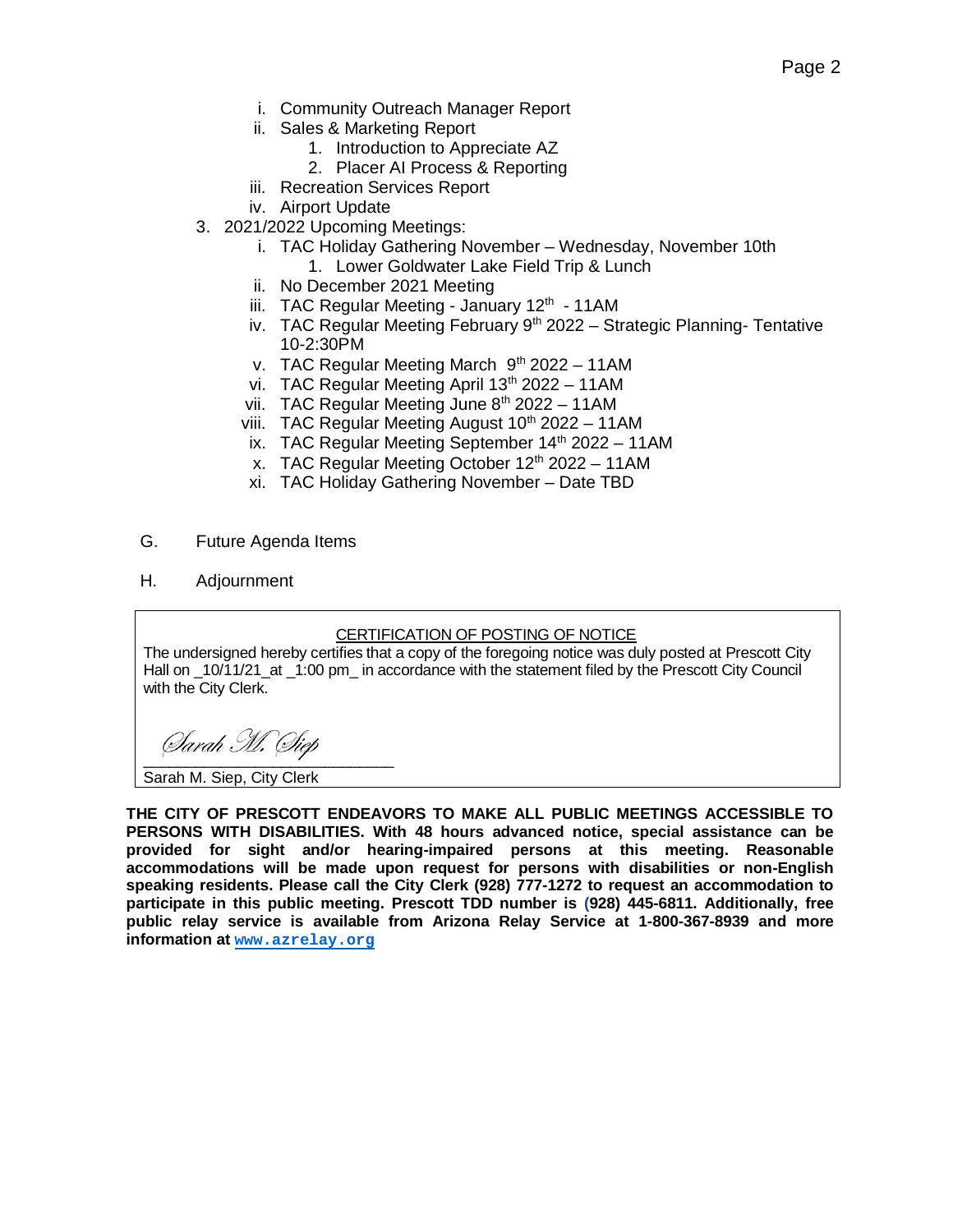- i. Community Outreach Manager Report
- ii. Sales & Marketing Report
    1. Introduction to Appreciate AZ
    2. Placer AI Process & Reporting
- iii. Recreation Services Report
- iv. Airport Update

3. 2021/2022 Upcoming Meetings:
    - i. TAC Holiday Gathering November – Wednesday, November 10th
        1. Lower Goldwater Lake Field Trip & Lunch
    - ii. No December 2021 Meeting
    - iii. TAC Regular Meeting - January 12th - 11AM
    - iv. TAC Regular Meeting February 9th 2022 – Strategic Planning- Tentative 10-2:30PM
    - v. TAC Regular Meeting March 9th 2022 – 11AM
    - vi. TAC Regular Meeting April 13th 2022 – 11AM
    - vii. TAC Regular Meeting June 8th 2022 – 11AM
    - viii. TAC Regular Meeting August 10th 2022 – 11AM
    - ix. TAC Regular Meeting September 14th 2022 – 11AM
    - x. TAC Regular Meeting October 12th 2022 – 11AM
    - xi. TAC Holiday Gathering November – Date TBD

G. Future Agenda Items

H. Adjournment

CERTIFICATION OF POSTING OF NOTICE

The undersigned hereby certifies that a copy of the foregoing notice was duly posted at Prescott City Hall on _10/11/21_at _1:00 pm_ in accordance with the statement filed by the Prescott City Council with the City Clerk.

*Sarah M. Siep*

_____________________________

Sarah M. Siep, City Clerk

**THE CITY OF PRESCOTT ENDEAVORS TO MAKE ALL PUBLIC MEETINGS ACCESSIBLE TO PERSONS WITH DISABILITIES. With 48 hours advanced notice, special assistance can be provided for sight and/or hearing-impaired persons at this meeting. Reasonable accommodations will be made upon request for persons with disabilities or non-English speaking residents. Please call the City Clerk (928) 777-1272 to request an accommodation to participate in this public meeting. Prescott TDD number is (928) 445-6811. Additionally, free public relay service is available from Arizona Relay Service at 1-800-367-8939 and more information at www.azrelay.org**